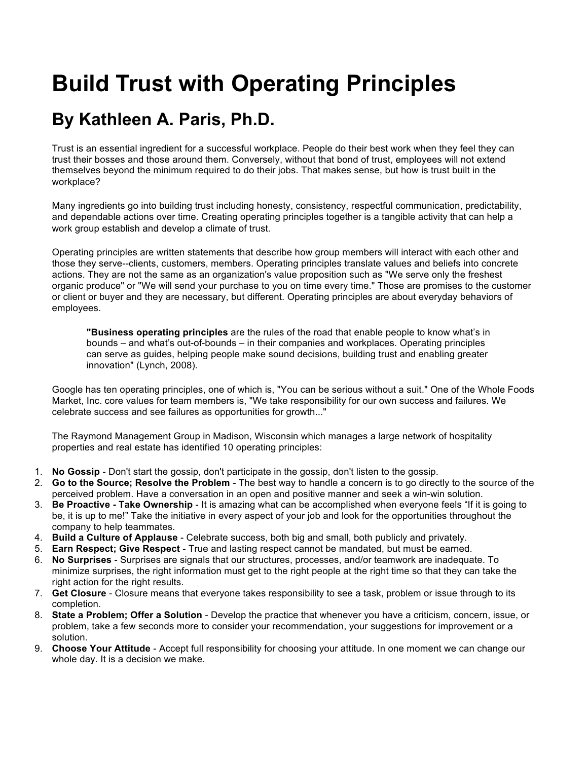# Build Trust with Operating Principles

## By Kathleen A. Paris, Ph.D.

Trust is an essential ingredient for a successful workplace. People do their best work when they feel they can trust their bosses and those around them. Conversely, without that bond of trust, employees will not extend themselves beyond the minimum required to do their jobs. That makes sense, but how is trust built in the workplace?

Many ingredients go into building trust including honesty, consistency, respectful communication, predictability, and dependable actions over time. Creating operating principles together is a tangible activity that can help a work group establish and develop a climate of trust.

Operating principles are written statements that describe how group members will interact with each other and those they serve--clients, customers, members. Operating principles translate values and beliefs into concrete actions. They are not the same as an organization's value proposition such as "We serve only the freshest organic produce" or "We will send your purchase to you on time every time." Those are promises to the customer or client or buyer and they are necessary, but different. Operating principles are about everyday behaviors of employees.

> "**Business operating principles** are the rules of the road that enable people to know what's in bounds – and what's out-of-bounds – in their companies and workplaces. Operating principles can serve as guides, helping people make sound decisions, building trust and enabling greater innovation" (Lynch, 2008).

Google has ten operating principles, one of which is, "You can be serious without a suit." One of the Whole Foods Market, Inc. core values for team members is, "We take responsibility for our own success and failures. We celebrate success and see failures as opportunities for growth..."

The Raymond Management Group in Madison, Wisconsin which manages a large network of hospitality properties and real estate has identified 10 operating principles:

1. **No Gossip** - Don't start the gossip, don't participate in the gossip, don't listen to the gossip.
2. **Go to the Source; Resolve the Problem** - The best way to handle a concern is to go directly to the source of the perceived problem. Have a conversation in an open and positive manner and seek a win-win solution.
3. **Be Proactive - Take Ownership** - It is amazing what can be accomplished when everyone feels "If it is going to be, it is up to me!" Take the initiative in every aspect of your job and look for the opportunities throughout the company to help teammates.
4. **Build a Culture of Applause** - Celebrate success, both big and small, both publicly and privately.
5. **Earn Respect; Give Respect** - True and lasting respect cannot be mandated, but must be earned.
6. **No Surprises** - Surprises are signals that our structures, processes, and/or teamwork are inadequate. To minimize surprises, the right information must get to the right people at the right time so that they can take the right action for the right results.
7. **Get Closure** - Closure means that everyone takes responsibility to see a task, problem or issue through to its completion.
8. **State a Problem; Offer a Solution** - Develop the practice that whenever you have a criticism, concern, issue, or problem, take a few seconds more to consider your recommendation, your suggestions for improvement or a solution.
9. **Choose Your Attitude** - Accept full responsibility for choosing your attitude. In one moment we can change our whole day. It is a decision we make.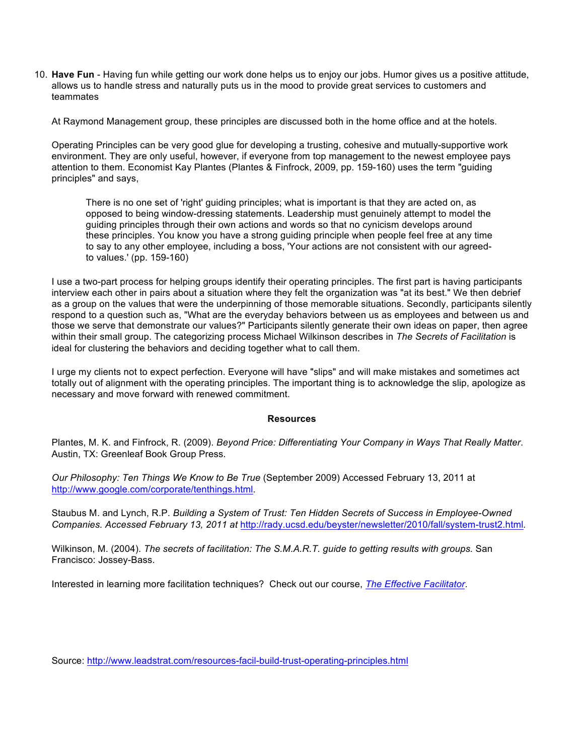10. **Have Fun** - Having fun while getting our work done helps us to enjoy our jobs. Humor gives us a positive attitude, allows us to handle stress and naturally puts us in the mood to provide great services to customers and teammates

    At Raymond Management group, these principles are discussed both in the home office and at the hotels.

    Operating Principles can be very good glue for developing a trusting, cohesive and mutually-supportive work environment. They are only useful, however, if everyone from top management to the newest employee pays attention to them. Economist Kay Plantes (Plantes & Finfrock, 2009, pp. 159-160) uses the term "guiding principles" and says,

    > There is no one set of 'right' guiding principles; what is important is that they are acted on, as opposed to being window-dressing statements. Leadership must genuinely attempt to model the guiding principles through their own actions and words so that no cynicism develops around these principles. You know you have a strong guiding principle when people feel free at any time to say to any other employee, including a boss, 'Your actions are not consistent with our agreed-to values.' (pp. 159-160)

    I use a two-part process for helping groups identify their operating principles. The first part is having participants interview each other in pairs about a situation where they felt the organization was "at its best." We then debrief as a group on the values that were the underpinning of those memorable situations. Secondly, participants silently respond to a question such as, "What are the everyday behaviors between us as employees and between us and those we serve that demonstrate our values?" Participants silently generate their own ideas on paper, then agree within their small group. The categorizing process Michael Wilkinson describes in *The Secrets of Facilitation* is ideal for clustering the behaviors and deciding together what to call them.

    I urge my clients not to expect perfection. Everyone will have "slips" and will make mistakes and sometimes act totally out of alignment with the operating principles. The important thing is to acknowledge the slip, apologize as necessary and move forward with renewed commitment.

**Resources**

Plantes, M. K. and Finfrock, R. (2009). *Beyond Price: Differentiating Your Company in Ways That Really Matter*. Austin, TX: Greenleaf Book Group Press.

*Our Philosophy: Ten Things We Know to Be True* (September 2009) Accessed February 13, 2011 at http://www.google.com/corporate/tenthings.html.

Staubus M. and Lynch, R.P. *Building a System of Trust: Ten Hidden Secrets of Success in Employee-Owned Companies. Accessed February 13, 2011 at* http://rady.ucsd.edu/beyster/newsletter/2010/fall/system-trust2.html.

Wilkinson, M. (2004). *The secrets of facilitation: The S.M.A.R.T. guide to getting results with groups.* San Francisco: Jossey-Bass.

Interested in learning more facilitation techniques? Check out our course, *The Effective Facilitator*.

Source: http://www.leadstrat.com/resources-facil-build-trust-operating-principles.html